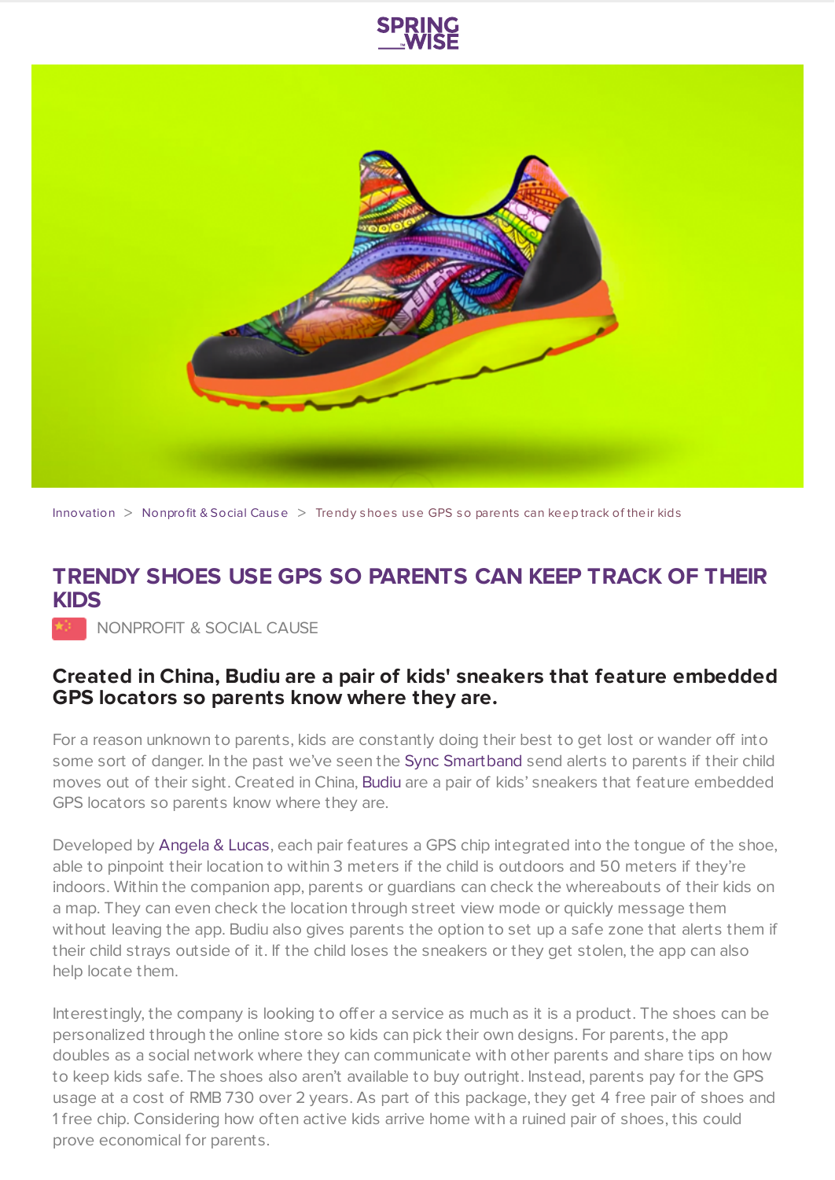Innovation > Nonprofit & Social Cause > Trendy shoes use GPS so parents can keep track of their kids

# TRENDY SHOES USE GPS SO PARENTS CAN KEEP TRACK OF THEIR KIDS

NONPROFIT & SOCIAL CAUSE

## Created in China, Budiu are a pair of kids' sneakers that feature embedded GPS locators so parents know where they are.

For a reason unknown to parents, kids are constantly doing their best to get lost or wander off into some sort of danger. In the past we've seen the Sync Smartband send alerts to parents if their child moves out of their sight. Created in China, Budiu are a pair of kids' sneakers that feature embedded GPS locators so parents know where they are.

Developed by Angela & Lucas, each pair features a GPS chip integrated into the tongue of the shoe, able to pinpoint their location to within 3 meters if the child is outdoors and 50 meters if they're indoors. Within the companion app, parents or guardians can check the whereabouts of their kids on a map. They can even check the location through street view mode or quickly message them without leaving the app. Budiu also gives parents the option to set up a safe zone that alerts them if their child strays outside of it. If the child loses the sneakers or they get stolen, the app can also help locate them.

Interestingly, the company is looking to offer a service as much as it is a product. The shoes can be personalized through the online store so kids can pick their own designs. For parents, the app doubles as a social network where they can communicate with other parents and share tips on how to keep kids safe. The shoes also aren't available to buy outright. Instead, parents pay for the GPS usage at a cost of RMB 730 over 2 years. As part of this package, they get 4 free pair of shoes and 1 free chip. Considering how often active kids arrive home with a ruined pair of shoes, this could prove economical for parents.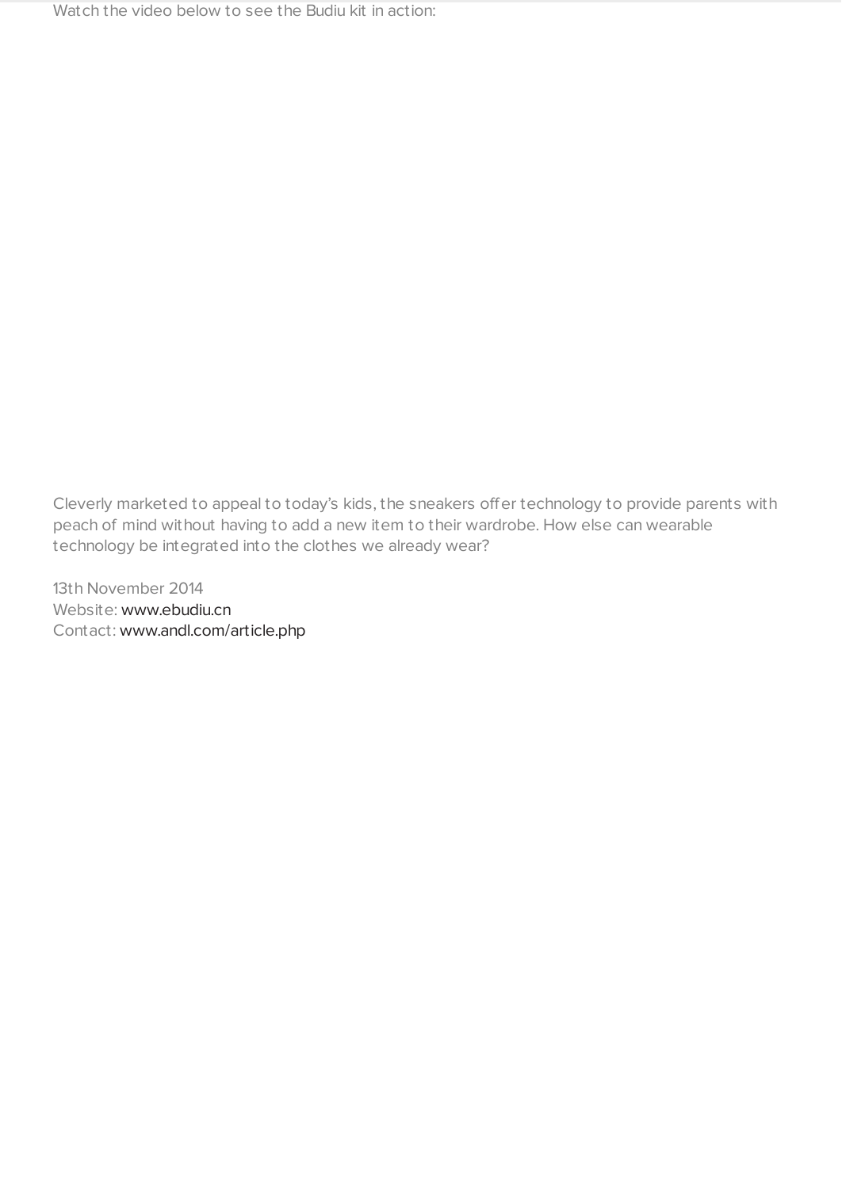Watch the video below to see the Budiu kit in action:

Cleverly marketed to appeal to today's kids, the sneakers offer technology to provide parents with peach of mind without having to add a new item to their wardrobe. How else can wearable technology be integrated into the clothes we already wear?

13th November 2014
Website: www.ebudiu.cn
Contact: www.andl.com/article.php